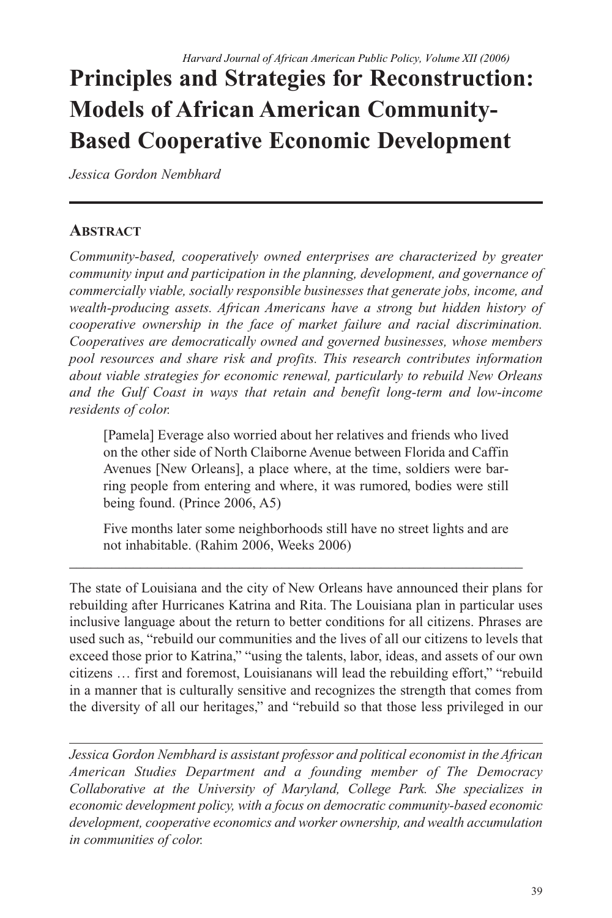# Principles and Strategies for Reconstruction: Models of African American Community-Based Cooperative Economic Development

*Jessica Gordon Nembhard*

## Abstract

*Community-based, cooperatively owned enterprises are characterized by greater community input and participation in the planning, development, and governance of commercially viable, socially responsible businesses that generate jobs, income, and wealth-producing assets. African Americans have a strong but hidden history of cooperative ownership in the face of market failure and racial discrimination. Cooperatives are democratically owned and governed businesses, whose members pool resources and share risk and profits. This research contributes information about viable strategies for economic renewal, particularly to rebuild New Orleans and the Gulf Coast in ways that retain and benefit long-term and low-income residents of color.*

> [Pamela] Everage also worried about her relatives and friends who lived on the other side of North Claiborne Avenue between Florida and Caffin Avenues [New Orleans], a place where, at the time, soldiers were barring people from entering and where, it was rumored, bodies were still being found. (Prince 2006, A5)
>
> Five months later some neighborhoods still have no street lights and are not inhabitable. (Rahim 2006, Weeks 2006)

---

The state of Louisiana and the city of New Orleans have announced their plans for rebuilding after Hurricanes Katrina and Rita. The Louisiana plan in particular uses inclusive language about the return to better conditions for all citizens. Phrases are used such as, "rebuild our communities and the lives of all our citizens to levels that exceed those prior to Katrina," "using the talents, labor, ideas, and assets of our own citizens … first and foremost, Louisianans will lead the rebuilding effort," "rebuild in a manner that is culturally sensitive and recognizes the strength that comes from the diversity of all our heritages," and "rebuild so that those less privileged in our

---

*Jessica Gordon Nembhard is assistant professor and political economist in the African American Studies Department and a founding member of The Democracy Collaborative at the University of Maryland, College Park. She specializes in economic development policy, with a focus on democratic community-based economic development, cooperative economics and worker ownership, and wealth accumulation in communities of color.*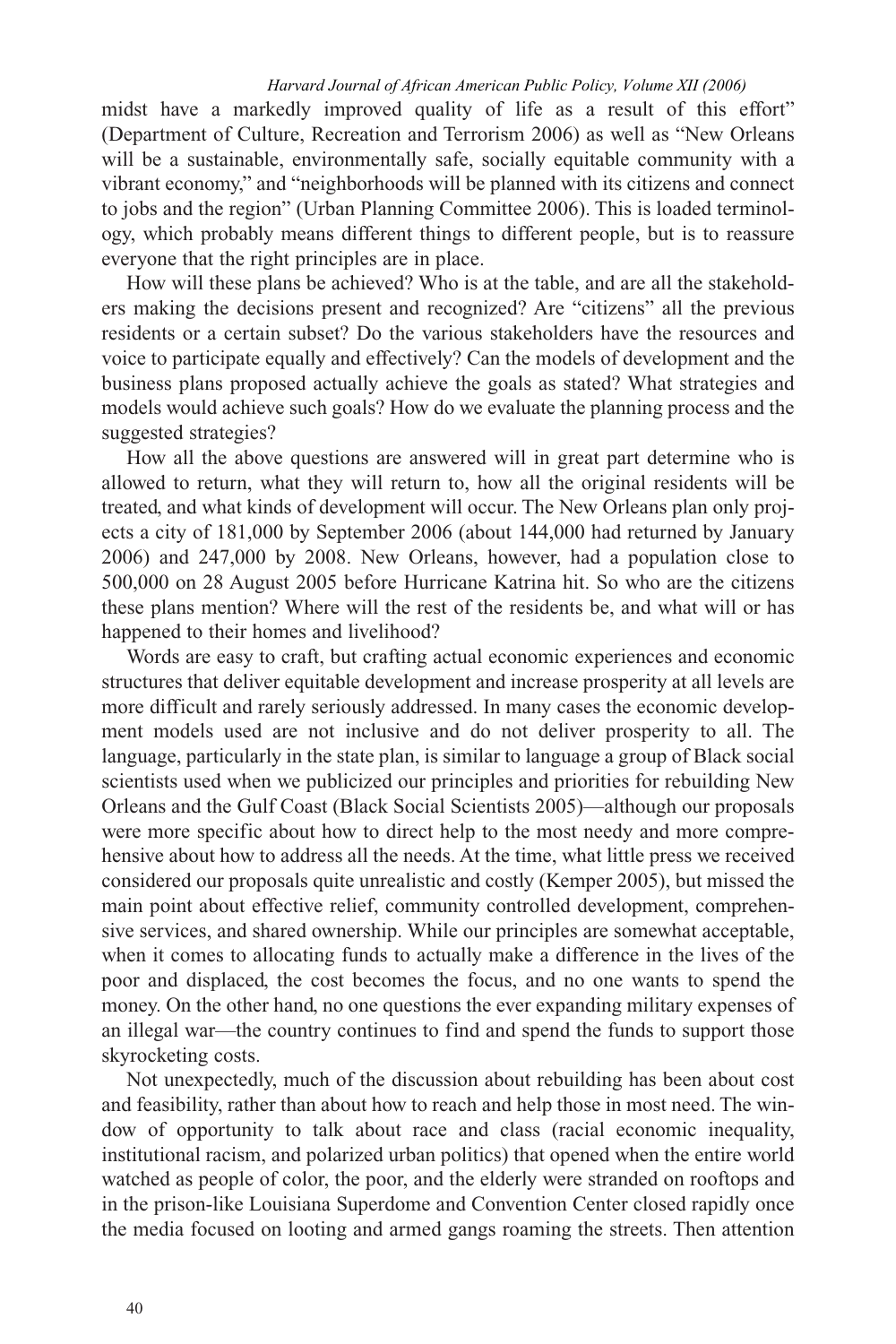midst have a markedly improved quality of life as a result of this effort" (Department of Culture, Recreation and Terrorism 2006) as well as "New Orleans will be a sustainable, environmentally safe, socially equitable community with a vibrant economy," and "neighborhoods will be planned with its citizens and connect to jobs and the region" (Urban Planning Committee 2006). This is loaded terminology, which probably means different things to different people, but is to reassure everyone that the right principles are in place.

How will these plans be achieved? Who is at the table, and are all the stakeholders making the decisions present and recognized? Are "citizens" all the previous residents or a certain subset? Do the various stakeholders have the resources and voice to participate equally and effectively? Can the models of development and the business plans proposed actually achieve the goals as stated? What strategies and models would achieve such goals? How do we evaluate the planning process and the suggested strategies?

How all the above questions are answered will in great part determine who is allowed to return, what they will return to, how all the original residents will be treated, and what kinds of development will occur. The New Orleans plan only projects a city of 181,000 by September 2006 (about 144,000 had returned by January 2006) and 247,000 by 2008. New Orleans, however, had a population close to 500,000 on 28 August 2005 before Hurricane Katrina hit. So who are the citizens these plans mention? Where will the rest of the residents be, and what will or has happened to their homes and livelihood?

Words are easy to craft, but crafting actual economic experiences and economic structures that deliver equitable development and increase prosperity at all levels are more difficult and rarely seriously addressed. In many cases the economic development models used are not inclusive and do not deliver prosperity to all. The language, particularly in the state plan, is similar to language a group of Black social scientists used when we publicized our principles and priorities for rebuilding New Orleans and the Gulf Coast (Black Social Scientists 2005)—although our proposals were more specific about how to direct help to the most needy and more comprehensive about how to address all the needs. At the time, what little press we received considered our proposals quite unrealistic and costly (Kemper 2005), but missed the main point about effective relief, community controlled development, comprehensive services, and shared ownership. While our principles are somewhat acceptable, when it comes to allocating funds to actually make a difference in the lives of the poor and displaced, the cost becomes the focus, and no one wants to spend the money. On the other hand, no one questions the ever expanding military expenses of an illegal war—the country continues to find and spend the funds to support those skyrocketing costs.

Not unexpectedly, much of the discussion about rebuilding has been about cost and feasibility, rather than about how to reach and help those in most need. The window of opportunity to talk about race and class (racial economic inequality, institutional racism, and polarized urban politics) that opened when the entire world watched as people of color, the poor, and the elderly were stranded on rooftops and in the prison-like Louisiana Superdome and Convention Center closed rapidly once the media focused on looting and armed gangs roaming the streets. Then attention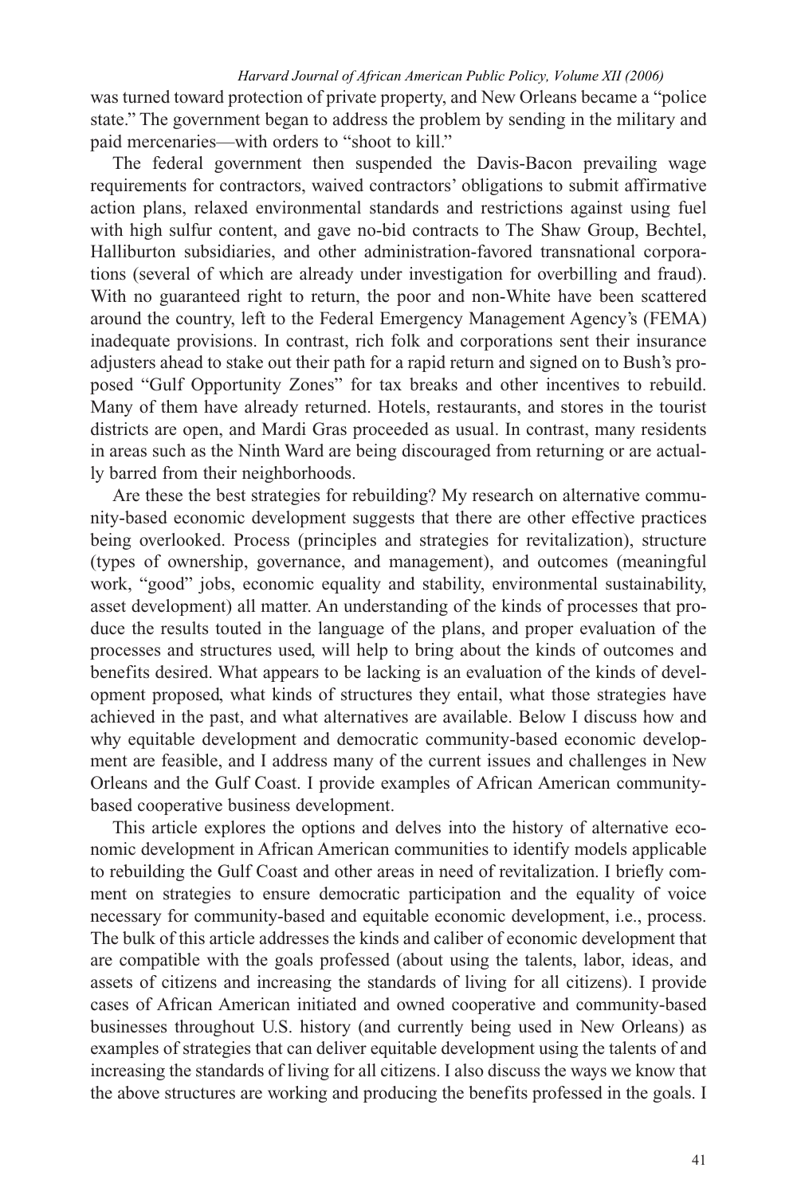was turned toward protection of private property, and New Orleans became a "police state." The government began to address the problem by sending in the military and paid mercenaries—with orders to "shoot to kill."

The federal government then suspended the Davis-Bacon prevailing wage requirements for contractors, waived contractors' obligations to submit affirmative action plans, relaxed environmental standards and restrictions against using fuel with high sulfur content, and gave no-bid contracts to The Shaw Group, Bechtel, Halliburton subsidiaries, and other administration-favored transnational corporations (several of which are already under investigation for overbilling and fraud). With no guaranteed right to return, the poor and non-White have been scattered around the country, left to the Federal Emergency Management Agency's (FEMA) inadequate provisions. In contrast, rich folk and corporations sent their insurance adjusters ahead to stake out their path for a rapid return and signed on to Bush's proposed "Gulf Opportunity Zones" for tax breaks and other incentives to rebuild. Many of them have already returned. Hotels, restaurants, and stores in the tourist districts are open, and Mardi Gras proceeded as usual. In contrast, many residents in areas such as the Ninth Ward are being discouraged from returning or are actually barred from their neighborhoods.

Are these the best strategies for rebuilding? My research on alternative community-based economic development suggests that there are other effective practices being overlooked. Process (principles and strategies for revitalization), structure (types of ownership, governance, and management), and outcomes (meaningful work, "good" jobs, economic equality and stability, environmental sustainability, asset development) all matter. An understanding of the kinds of processes that produce the results touted in the language of the plans, and proper evaluation of the processes and structures used, will help to bring about the kinds of outcomes and benefits desired. What appears to be lacking is an evaluation of the kinds of development proposed, what kinds of structures they entail, what those strategies have achieved in the past, and what alternatives are available. Below I discuss how and why equitable development and democratic community-based economic development are feasible, and I address many of the current issues and challenges in New Orleans and the Gulf Coast. I provide examples of African American community-based cooperative business development.

This article explores the options and delves into the history of alternative economic development in African American communities to identify models applicable to rebuilding the Gulf Coast and other areas in need of revitalization. I briefly comment on strategies to ensure democratic participation and the equality of voice necessary for community-based and equitable economic development, i.e., process. The bulk of this article addresses the kinds and caliber of economic development that are compatible with the goals professed (about using the talents, labor, ideas, and assets of citizens and increasing the standards of living for all citizens). I provide cases of African American initiated and owned cooperative and community-based businesses throughout U.S. history (and currently being used in New Orleans) as examples of strategies that can deliver equitable development using the talents of and increasing the standards of living for all citizens. I also discuss the ways we know that the above structures are working and producing the benefits professed in the goals. I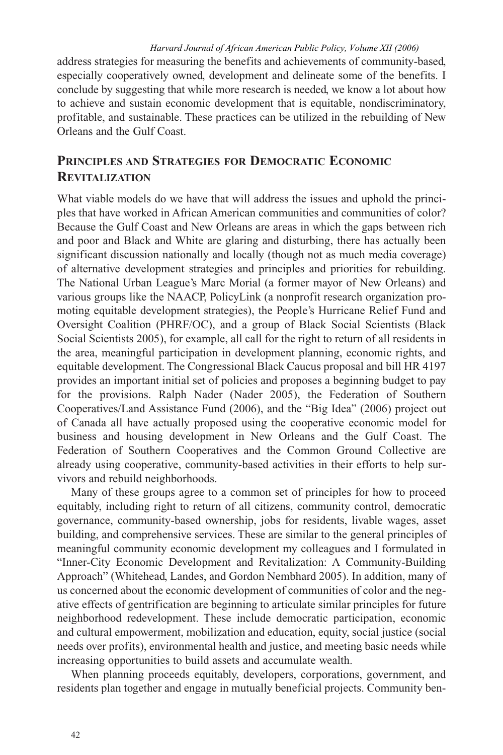address strategies for measuring the benefits and achievements of community-based, especially cooperatively owned, development and delineate some of the benefits. I conclude by suggesting that while more research is needed, we know a lot about how to achieve and sustain economic development that is equitable, nondiscriminatory, profitable, and sustainable. These practices can be utilized in the rebuilding of New Orleans and the Gulf Coast.

## Principles and Strategies for Democratic Economic Revitalization

What viable models do we have that will address the issues and uphold the principles that have worked in African American communities and communities of color? Because the Gulf Coast and New Orleans are areas in which the gaps between rich and poor and Black and White are glaring and disturbing, there has actually been significant discussion nationally and locally (though not as much media coverage) of alternative development strategies and principles and priorities for rebuilding. The National Urban League's Marc Morial (a former mayor of New Orleans) and various groups like the NAACP, PolicyLink (a nonprofit research organization promoting equitable development strategies), the People's Hurricane Relief Fund and Oversight Coalition (PHRF/OC), and a group of Black Social Scientists (Black Social Scientists 2005), for example, all call for the right to return of all residents in the area, meaningful participation in development planning, economic rights, and equitable development. The Congressional Black Caucus proposal and bill HR 4197 provides an important initial set of policies and proposes a beginning budget to pay for the provisions. Ralph Nader (Nader 2005), the Federation of Southern Cooperatives/Land Assistance Fund (2006), and the "Big Idea" (2006) project out of Canada all have actually proposed using the cooperative economic model for business and housing development in New Orleans and the Gulf Coast. The Federation of Southern Cooperatives and the Common Ground Collective are already using cooperative, community-based activities in their efforts to help survivors and rebuild neighborhoods.

Many of these groups agree to a common set of principles for how to proceed equitably, including right to return of all citizens, community control, democratic governance, community-based ownership, jobs for residents, livable wages, asset building, and comprehensive services. These are similar to the general principles of meaningful community economic development my colleagues and I formulated in "Inner-City Economic Development and Revitalization: A Community-Building Approach" (Whitehead, Landes, and Gordon Nembhard 2005). In addition, many of us concerned about the economic development of communities of color and the negative effects of gentrification are beginning to articulate similar principles for future neighborhood redevelopment. These include democratic participation, economic and cultural empowerment, mobilization and education, equity, social justice (social needs over profits), environmental health and justice, and meeting basic needs while increasing opportunities to build assets and accumulate wealth.

When planning proceeds equitably, developers, corporations, government, and residents plan together and engage in mutually beneficial projects. Community ben-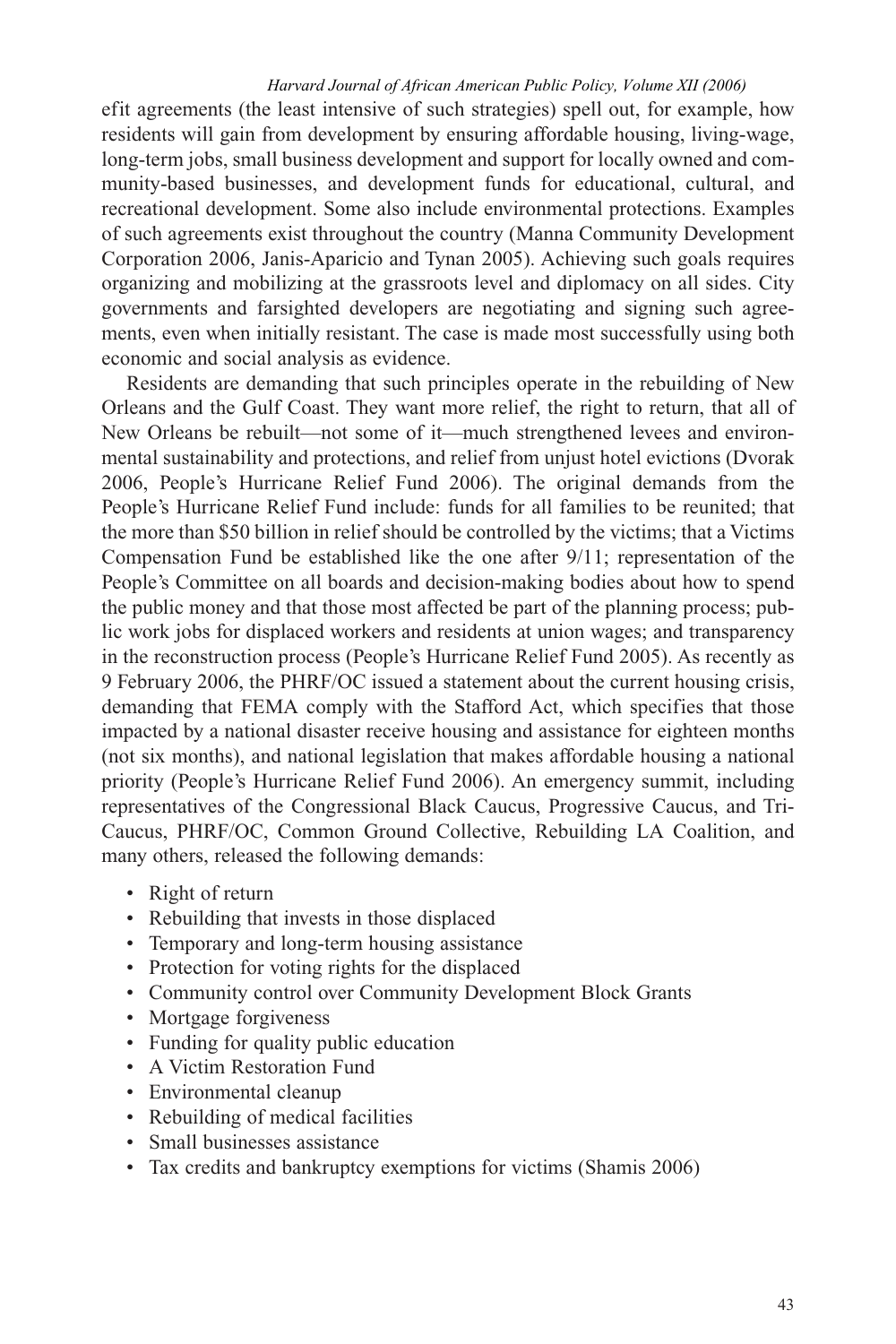efit agreements (the least intensive of such strategies) spell out, for example, how residents will gain from development by ensuring affordable housing, living-wage, long-term jobs, small business development and support for locally owned and community-based businesses, and development funds for educational, cultural, and recreational development. Some also include environmental protections. Examples of such agreements exist throughout the country (Manna Community Development Corporation 2006, Janis-Aparicio and Tynan 2005). Achieving such goals requires organizing and mobilizing at the grassroots level and diplomacy on all sides. City governments and farsighted developers are negotiating and signing such agreements, even when initially resistant. The case is made most successfully using both economic and social analysis as evidence.

Residents are demanding that such principles operate in the rebuilding of New Orleans and the Gulf Coast. They want more relief, the right to return, that all of New Orleans be rebuilt—not some of it—much strengthened levees and environmental sustainability and protections, and relief from unjust hotel evictions (Dvorak 2006, People's Hurricane Relief Fund 2006). The original demands from the People's Hurricane Relief Fund include: funds for all families to be reunited; that the more than $50 billion in relief should be controlled by the victims; that a Victims Compensation Fund be established like the one after 9/11; representation of the People's Committee on all boards and decision-making bodies about how to spend the public money and that those most affected be part of the planning process; public work jobs for displaced workers and residents at union wages; and transparency in the reconstruction process (People's Hurricane Relief Fund 2005). As recently as 9 February 2006, the PHRF/OC issued a statement about the current housing crisis, demanding that FEMA comply with the Stafford Act, which specifies that those impacted by a national disaster receive housing and assistance for eighteen months (not six months), and national legislation that makes affordable housing a national priority (People's Hurricane Relief Fund 2006). An emergency summit, including representatives of the Congressional Black Caucus, Progressive Caucus, and Tri-Caucus, PHRF/OC, Common Ground Collective, Rebuilding LA Coalition, and many others, released the following demands:

- Right of return
- Rebuilding that invests in those displaced
- Temporary and long-term housing assistance
- Protection for voting rights for the displaced
- Community control over Community Development Block Grants
- Mortgage forgiveness
- Funding for quality public education
- A Victim Restoration Fund
- Environmental cleanup
- Rebuilding of medical facilities
- Small businesses assistance
- Tax credits and bankruptcy exemptions for victims (Shamis 2006)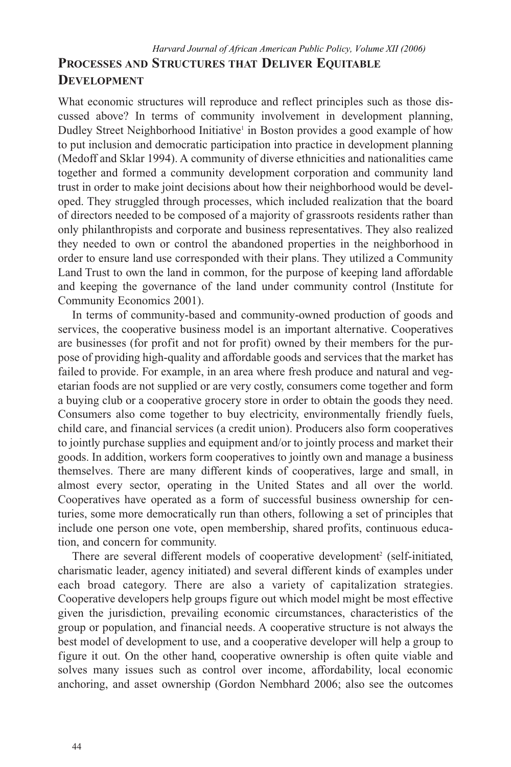## Processes and Structures that Deliver Equitable Development

What economic structures will reproduce and reflect principles such as those discussed above? In terms of community involvement in development planning, Dudley Street Neighborhood Initiative[1] in Boston provides a good example of how to put inclusion and democratic participation into practice in development planning (Medoff and Sklar 1994). A community of diverse ethnicities and nationalities came together and formed a community development corporation and community land trust in order to make joint decisions about how their neighborhood would be developed. They struggled through processes, which included realization that the board of directors needed to be composed of a majority of grassroots residents rather than only philanthropists and corporate and business representatives. They also realized they needed to own or control the abandoned properties in the neighborhood in order to ensure land use corresponded with their plans. They utilized a Community Land Trust to own the land in common, for the purpose of keeping land affordable and keeping the governance of the land under community control (Institute for Community Economics 2001).

In terms of community-based and community-owned production of goods and services, the cooperative business model is an important alternative. Cooperatives are businesses (for profit and not for profit) owned by their members for the purpose of providing high-quality and affordable goods and services that the market has failed to provide. For example, in an area where fresh produce and natural and vegetarian foods are not supplied or are very costly, consumers come together and form a buying club or a cooperative grocery store in order to obtain the goods they need. Consumers also come together to buy electricity, environmentally friendly fuels, child care, and financial services (a credit union). Producers also form cooperatives to jointly purchase supplies and equipment and/or to jointly process and market their goods. In addition, workers form cooperatives to jointly own and manage a business themselves. There are many different kinds of cooperatives, large and small, in almost every sector, operating in the United States and all over the world. Cooperatives have operated as a form of successful business ownership for centuries, some more democratically run than others, following a set of principles that include one person one vote, open membership, shared profits, continuous education, and concern for community.

There are several different models of cooperative development[2] (self-initiated, charismatic leader, agency initiated) and several different kinds of examples under each broad category. There are also a variety of capitalization strategies. Cooperative developers help groups figure out which model might be most effective given the jurisdiction, prevailing economic circumstances, characteristics of the group or population, and financial needs. A cooperative structure is not always the best model of development to use, and a cooperative developer will help a group to figure it out. On the other hand, cooperative ownership is often quite viable and solves many issues such as control over income, affordability, local economic anchoring, and asset ownership (Gordon Nembhard 2006; also see the outcomes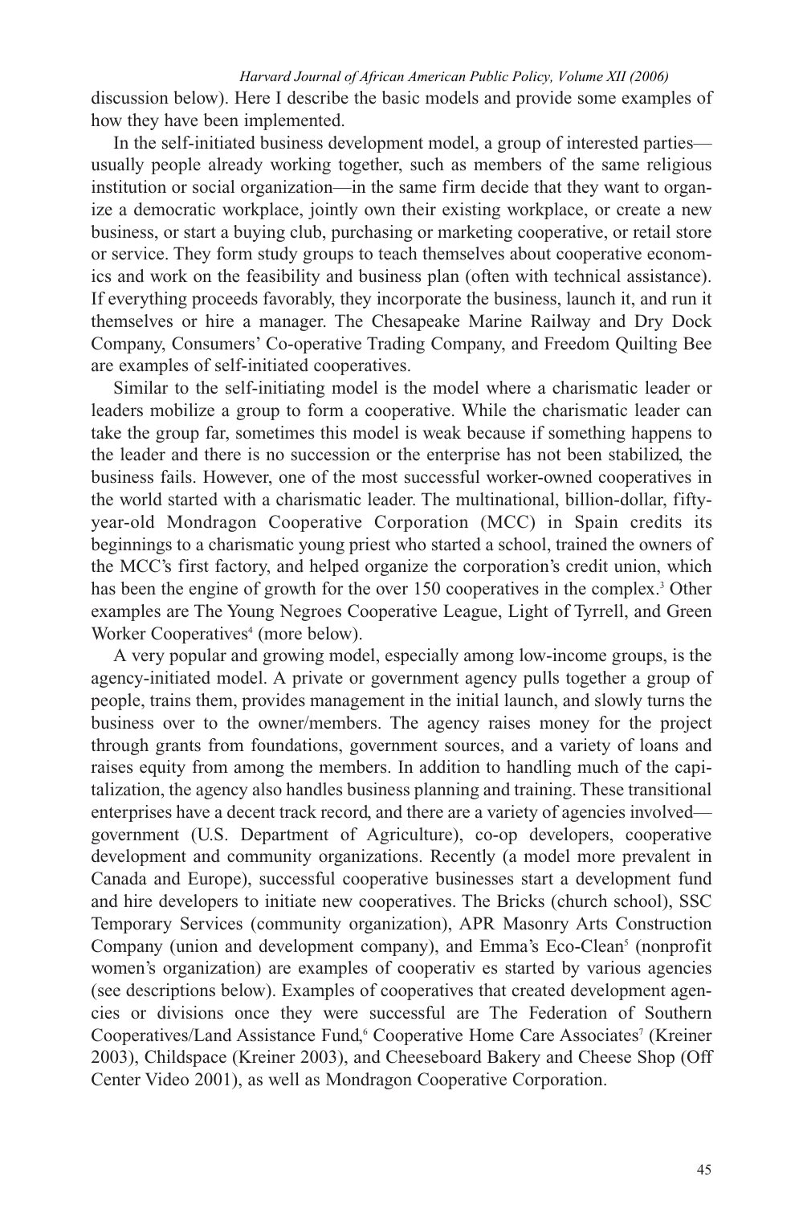discussion below). Here I describe the basic models and provide some examples of how they have been implemented.

In the self-initiated business development model, a group of interested parties—usually people already working together, such as members of the same religious institution or social organization—in the same firm decide that they want to organize a democratic workplace, jointly own their existing workplace, or create a new business, or start a buying club, purchasing or marketing cooperative, or retail store or service. They form study groups to teach themselves about cooperative economics and work on the feasibility and business plan (often with technical assistance). If everything proceeds favorably, they incorporate the business, launch it, and run it themselves or hire a manager. The Chesapeake Marine Railway and Dry Dock Company, Consumers' Co-operative Trading Company, and Freedom Quilting Bee are examples of self-initiated cooperatives.

Similar to the self-initiating model is the model where a charismatic leader or leaders mobilize a group to form a cooperative. While the charismatic leader can take the group far, sometimes this model is weak because if something happens to the leader and there is no succession or the enterprise has not been stabilized, the business fails. However, one of the most successful worker-owned cooperatives in the world started with a charismatic leader. The multinational, billion-dollar, fifty-year-old Mondragon Cooperative Corporation (MCC) in Spain credits its beginnings to a charismatic young priest who started a school, trained the owners of the MCC's first factory, and helped organize the corporation's credit union, which has been the engine of growth for the over 150 cooperatives in the complex.[3] Other examples are The Young Negroes Cooperative League, Light of Tyrrell, and Green Worker Cooperatives[4] (more below).

A very popular and growing model, especially among low-income groups, is the agency-initiated model. A private or government agency pulls together a group of people, trains them, provides management in the initial launch, and slowly turns the business over to the owner/members. The agency raises money for the project through grants from foundations, government sources, and a variety of loans and raises equity from among the members. In addition to handling much of the capitalization, the agency also handles business planning and training. These transitional enterprises have a decent track record, and there are a variety of agencies involved—government (U.S. Department of Agriculture), co-op developers, cooperative development and community organizations. Recently (a model more prevalent in Canada and Europe), successful cooperative businesses start a development fund and hire developers to initiate new cooperatives. The Bricks (church school), SSC Temporary Services (community organization), APR Masonry Arts Construction Company (union and development company), and Emma's Eco-Clean[5] (nonprofit women's organization) are examples of cooperativ es started by various agencies (see descriptions below). Examples of cooperatives that created development agencies or divisions once they were successful are The Federation of Southern Cooperatives/Land Assistance Fund,[6] Cooperative Home Care Associates[7] (Kreiner 2003), Childspace (Kreiner 2003), and Cheeseboard Bakery and Cheese Shop (Off Center Video 2001), as well as Mondragon Cooperative Corporation.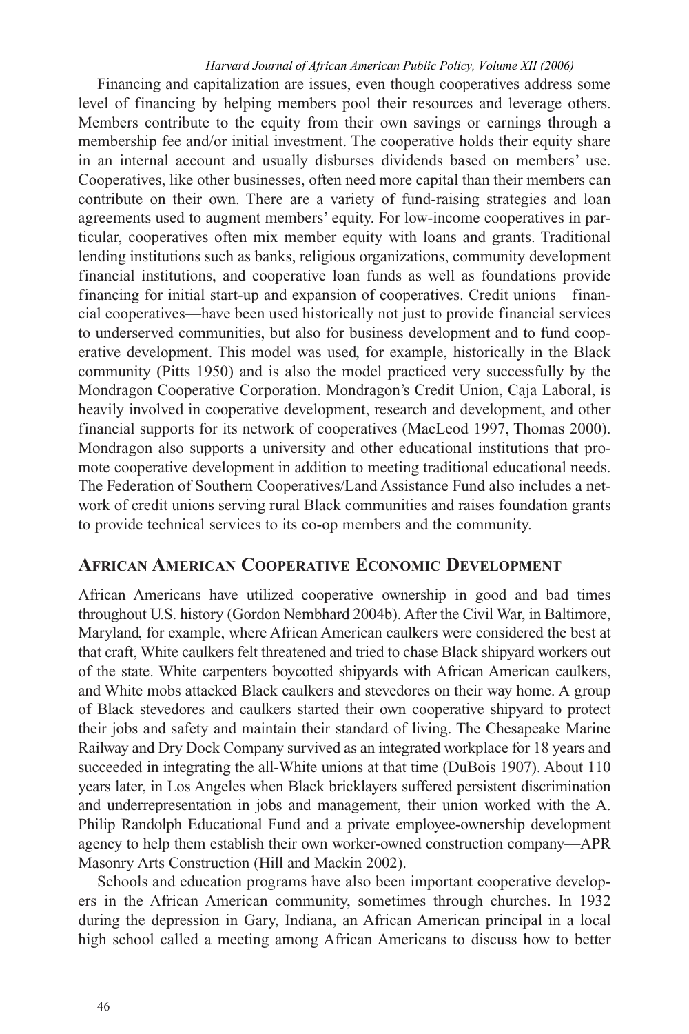Financing and capitalization are issues, even though cooperatives address some level of financing by helping members pool their resources and leverage others. Members contribute to the equity from their own savings or earnings through a membership fee and/or initial investment. The cooperative holds their equity share in an internal account and usually disburses dividends based on members' use. Cooperatives, like other businesses, often need more capital than their members can contribute on their own. There are a variety of fund-raising strategies and loan agreements used to augment members' equity. For low-income cooperatives in particular, cooperatives often mix member equity with loans and grants. Traditional lending institutions such as banks, religious organizations, community development financial institutions, and cooperative loan funds as well as foundations provide financing for initial start-up and expansion of cooperatives. Credit unions—financial cooperatives—have been used historically not just to provide financial services to underserved communities, but also for business development and to fund cooperative development. This model was used, for example, historically in the Black community (Pitts 1950) and is also the model practiced very successfully by the Mondragon Cooperative Corporation. Mondragon's Credit Union, Caja Laboral, is heavily involved in cooperative development, research and development, and other financial supports for its network of cooperatives (MacLeod 1997, Thomas 2000). Mondragon also supports a university and other educational institutions that promote cooperative development in addition to meeting traditional educational needs. The Federation of Southern Cooperatives/Land Assistance Fund also includes a network of credit unions serving rural Black communities and raises foundation grants to provide technical services to its co-op members and the community.

## African American Cooperative Economic Development

African Americans have utilized cooperative ownership in good and bad times throughout U.S. history (Gordon Nembhard 2004b). After the Civil War, in Baltimore, Maryland, for example, where African American caulkers were considered the best at that craft, White caulkers felt threatened and tried to chase Black shipyard workers out of the state. White carpenters boycotted shipyards with African American caulkers, and White mobs attacked Black caulkers and stevedores on their way home. A group of Black stevedores and caulkers started their own cooperative shipyard to protect their jobs and safety and maintain their standard of living. The Chesapeake Marine Railway and Dry Dock Company survived as an integrated workplace for 18 years and succeeded in integrating the all-White unions at that time (DuBois 1907). About 110 years later, in Los Angeles when Black bricklayers suffered persistent discrimination and underrepresentation in jobs and management, their union worked with the A. Philip Randolph Educational Fund and a private employee-ownership development agency to help them establish their own worker-owned construction company—APR Masonry Arts Construction (Hill and Mackin 2002).

Schools and education programs have also been important cooperative developers in the African American community, sometimes through churches. In 1932 during the depression in Gary, Indiana, an African American principal in a local high school called a meeting among African Americans to discuss how to better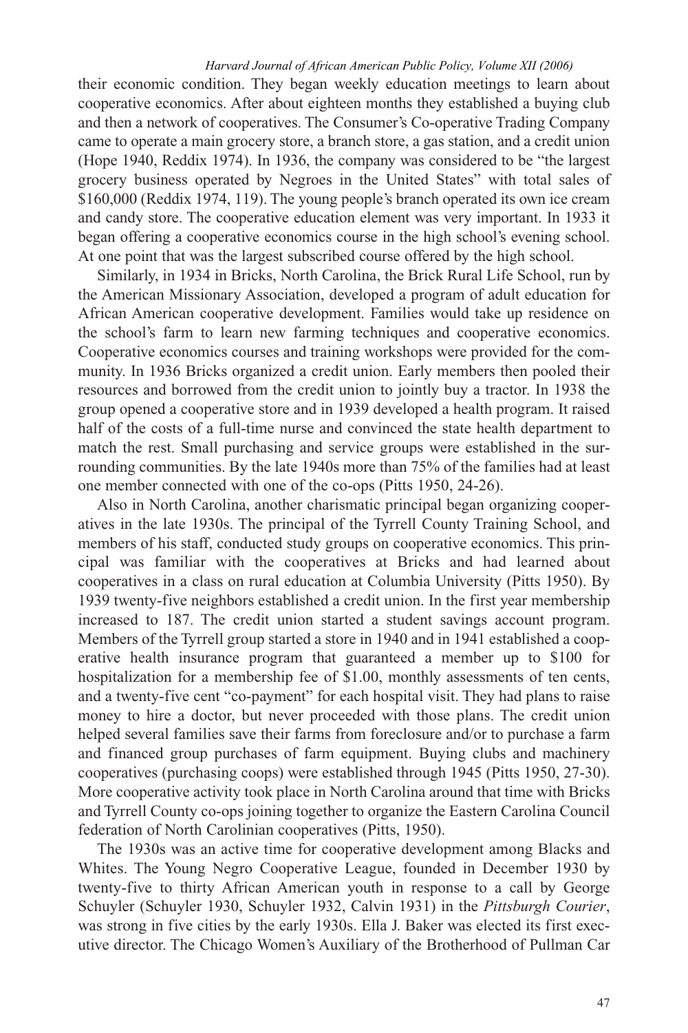their economic condition. They began weekly education meetings to learn about cooperative economics. After about eighteen months they established a buying club and then a network of cooperatives. The Consumer's Co-operative Trading Company came to operate a main grocery store, a branch store, a gas station, and a credit union (Hope 1940, Reddix 1974). In 1936, the company was considered to be "the largest grocery business operated by Negroes in the United States" with total sales of $160,000 (Reddix 1974, 119). The young people's branch operated its own ice cream and candy store. The cooperative education element was very important. In 1933 it began offering a cooperative economics course in the high school's evening school. At one point that was the largest subscribed course offered by the high school.

Similarly, in 1934 in Bricks, North Carolina, the Brick Rural Life School, run by the American Missionary Association, developed a program of adult education for African American cooperative development. Families would take up residence on the school's farm to learn new farming techniques and cooperative economics. Cooperative economics courses and training workshops were provided for the community. In 1936 Bricks organized a credit union. Early members then pooled their resources and borrowed from the credit union to jointly buy a tractor. In 1938 the group opened a cooperative store and in 1939 developed a health program. It raised half of the costs of a full-time nurse and convinced the state health department to match the rest. Small purchasing and service groups were established in the surrounding communities. By the late 1940s more than 75% of the families had at least one member connected with one of the co-ops (Pitts 1950, 24-26).

Also in North Carolina, another charismatic principal began organizing cooperatives in the late 1930s. The principal of the Tyrrell County Training School, and members of his staff, conducted study groups on cooperative economics. This principal was familiar with the cooperatives at Bricks and had learned about cooperatives in a class on rural education at Columbia University (Pitts 1950). By 1939 twenty-five neighbors established a credit union. In the first year membership increased to 187. The credit union started a student savings account program. Members of the Tyrrell group started a store in 1940 and in 1941 established a cooperative health insurance program that guaranteed a member up to $100 for hospitalization for a membership fee of $1.00, monthly assessments of ten cents, and a twenty-five cent "co-payment" for each hospital visit. They had plans to raise money to hire a doctor, but never proceeded with those plans. The credit union helped several families save their farms from foreclosure and/or to purchase a farm and financed group purchases of farm equipment. Buying clubs and machinery cooperatives (purchasing coops) were established through 1945 (Pitts 1950, 27-30). More cooperative activity took place in North Carolina around that time with Bricks and Tyrrell County co-ops joining together to organize the Eastern Carolina Council federation of North Carolinian cooperatives (Pitts, 1950).

The 1930s was an active time for cooperative development among Blacks and Whites. The Young Negro Cooperative League, founded in December 1930 by twenty-five to thirty African American youth in response to a call by George Schuyler (Schuyler 1930, Schuyler 1932, Calvin 1931) in the *Pittsburgh Courier*, was strong in five cities by the early 1930s. Ella J. Baker was elected its first executive director. The Chicago Women's Auxiliary of the Brotherhood of Pullman Car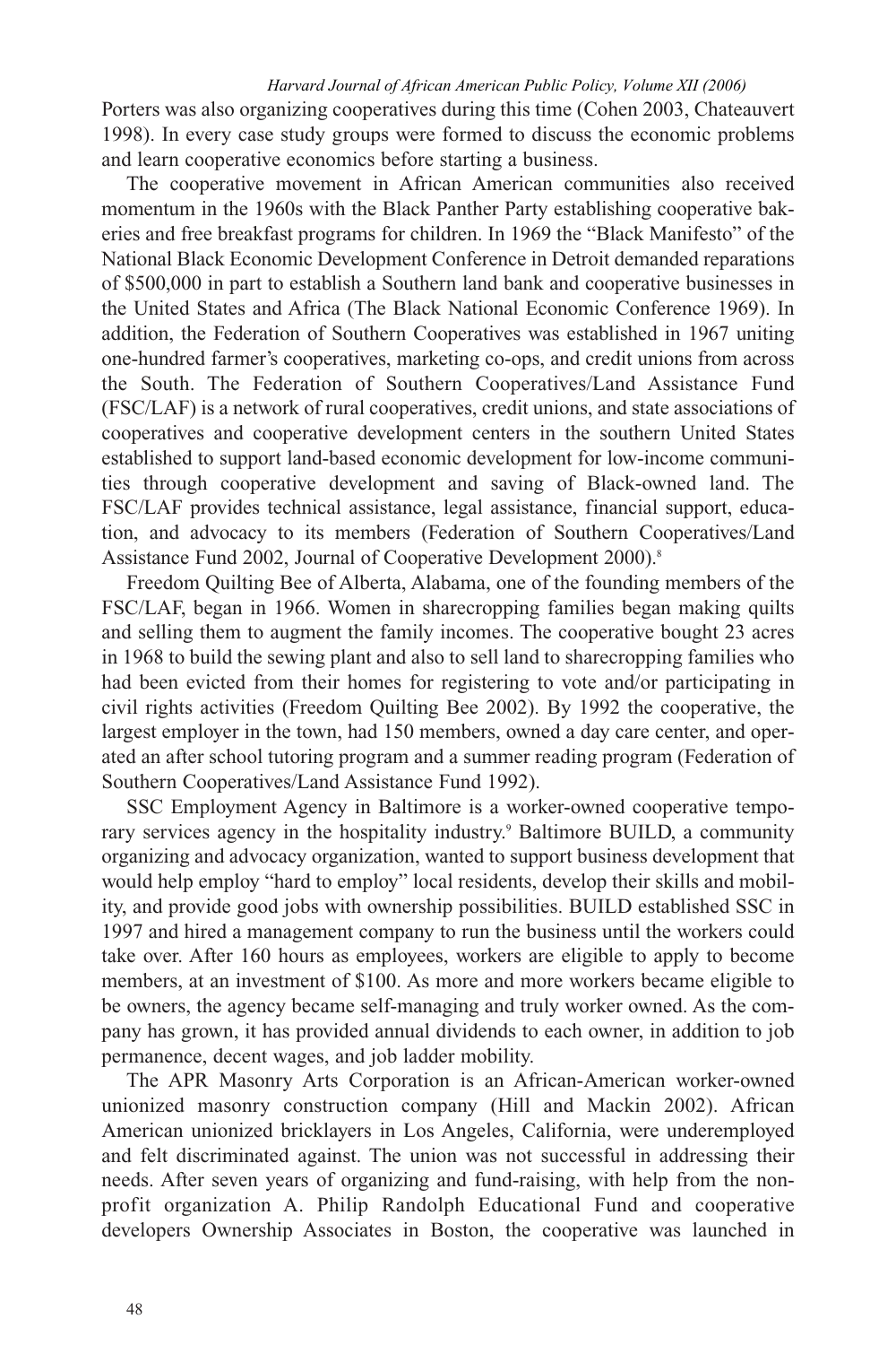Porters was also organizing cooperatives during this time (Cohen 2003, Chateauvert 1998). In every case study groups were formed to discuss the economic problems and learn cooperative economics before starting a business.

The cooperative movement in African American communities also received momentum in the 1960s with the Black Panther Party establishing cooperative bakeries and free breakfast programs for children. In 1969 the "Black Manifesto" of the National Black Economic Development Conference in Detroit demanded reparations of $500,000 in part to establish a Southern land bank and cooperative businesses in the United States and Africa (The Black National Economic Conference 1969). In addition, the Federation of Southern Cooperatives was established in 1967 uniting one-hundred farmer's cooperatives, marketing co-ops, and credit unions from across the South. The Federation of Southern Cooperatives/Land Assistance Fund (FSC/LAF) is a network of rural cooperatives, credit unions, and state associations of cooperatives and cooperative development centers in the southern United States established to support land-based economic development for low-income communities through cooperative development and saving of Black-owned land. The FSC/LAF provides technical assistance, legal assistance, financial support, education, and advocacy to its members (Federation of Southern Cooperatives/Land Assistance Fund 2002, Journal of Cooperative Development 2000).[8]

Freedom Quilting Bee of Alberta, Alabama, one of the founding members of the FSC/LAF, began in 1966. Women in sharecropping families began making quilts and selling them to augment the family incomes. The cooperative bought 23 acres in 1968 to build the sewing plant and also to sell land to sharecropping families who had been evicted from their homes for registering to vote and/or participating in civil rights activities (Freedom Quilting Bee 2002). By 1992 the cooperative, the largest employer in the town, had 150 members, owned a day care center, and operated an after school tutoring program and a summer reading program (Federation of Southern Cooperatives/Land Assistance Fund 1992).

SSC Employment Agency in Baltimore is a worker-owned cooperative temporary services agency in the hospitality industry.[9] Baltimore BUILD, a community organizing and advocacy organization, wanted to support business development that would help employ "hard to employ" local residents, develop their skills and mobility, and provide good jobs with ownership possibilities. BUILD established SSC in 1997 and hired a management company to run the business until the workers could take over. After 160 hours as employees, workers are eligible to apply to become members, at an investment of $100. As more and more workers became eligible to be owners, the agency became self-managing and truly worker owned. As the company has grown, it has provided annual dividends to each owner, in addition to job permanence, decent wages, and job ladder mobility.

The APR Masonry Arts Corporation is an African-American worker-owned unionized masonry construction company (Hill and Mackin 2002). African American unionized bricklayers in Los Angeles, California, were underemployed and felt discriminated against. The union was not successful in addressing their needs. After seven years of organizing and fund-raising, with help from the non-profit organization A. Philip Randolph Educational Fund and cooperative developers Ownership Associates in Boston, the cooperative was launched in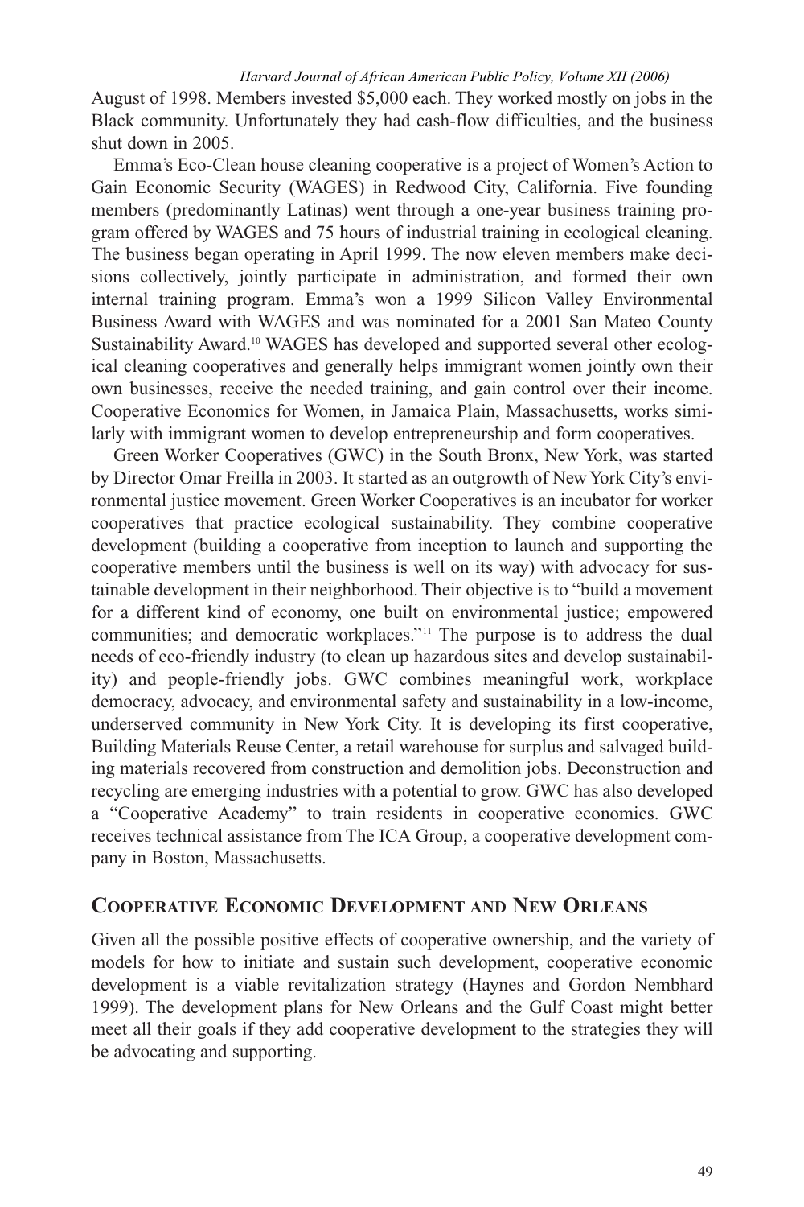August of 1998. Members invested $5,000 each. They worked mostly on jobs in the Black community. Unfortunately they had cash-flow difficulties, and the business shut down in 2005.

Emma's Eco-Clean house cleaning cooperative is a project of Women's Action to Gain Economic Security (WAGES) in Redwood City, California. Five founding members (predominantly Latinas) went through a one-year business training program offered by WAGES and 75 hours of industrial training in ecological cleaning. The business began operating in April 1999. The now eleven members make decisions collectively, jointly participate in administration, and formed their own internal training program. Emma's won a 1999 Silicon Valley Environmental Business Award with WAGES and was nominated for a 2001 San Mateo County Sustainability Award.[10] WAGES has developed and supported several other ecological cleaning cooperatives and generally helps immigrant women jointly own their own businesses, receive the needed training, and gain control over their income. Cooperative Economics for Women, in Jamaica Plain, Massachusetts, works similarly with immigrant women to develop entrepreneurship and form cooperatives.

Green Worker Cooperatives (GWC) in the South Bronx, New York, was started by Director Omar Freilla in 2003. It started as an outgrowth of New York City's environmental justice movement. Green Worker Cooperatives is an incubator for worker cooperatives that practice ecological sustainability. They combine cooperative development (building a cooperative from inception to launch and supporting the cooperative members until the business is well on its way) with advocacy for sustainable development in their neighborhood. Their objective is to "build a movement for a different kind of economy, one built on environmental justice; empowered communities; and democratic workplaces."[11] The purpose is to address the dual needs of eco-friendly industry (to clean up hazardous sites and develop sustainability) and people-friendly jobs. GWC combines meaningful work, workplace democracy, advocacy, and environmental safety and sustainability in a low-income, underserved community in New York City. It is developing its first cooperative, Building Materials Reuse Center, a retail warehouse for surplus and salvaged building materials recovered from construction and demolition jobs. Deconstruction and recycling are emerging industries with a potential to grow. GWC has also developed a "Cooperative Academy" to train residents in cooperative economics. GWC receives technical assistance from The ICA Group, a cooperative development company in Boston, Massachusetts.

## Cooperative Economic Development and New Orleans

Given all the possible positive effects of cooperative ownership, and the variety of models for how to initiate and sustain such development, cooperative economic development is a viable revitalization strategy (Haynes and Gordon Nembhard 1999). The development plans for New Orleans and the Gulf Coast might better meet all their goals if they add cooperative development to the strategies they will be advocating and supporting.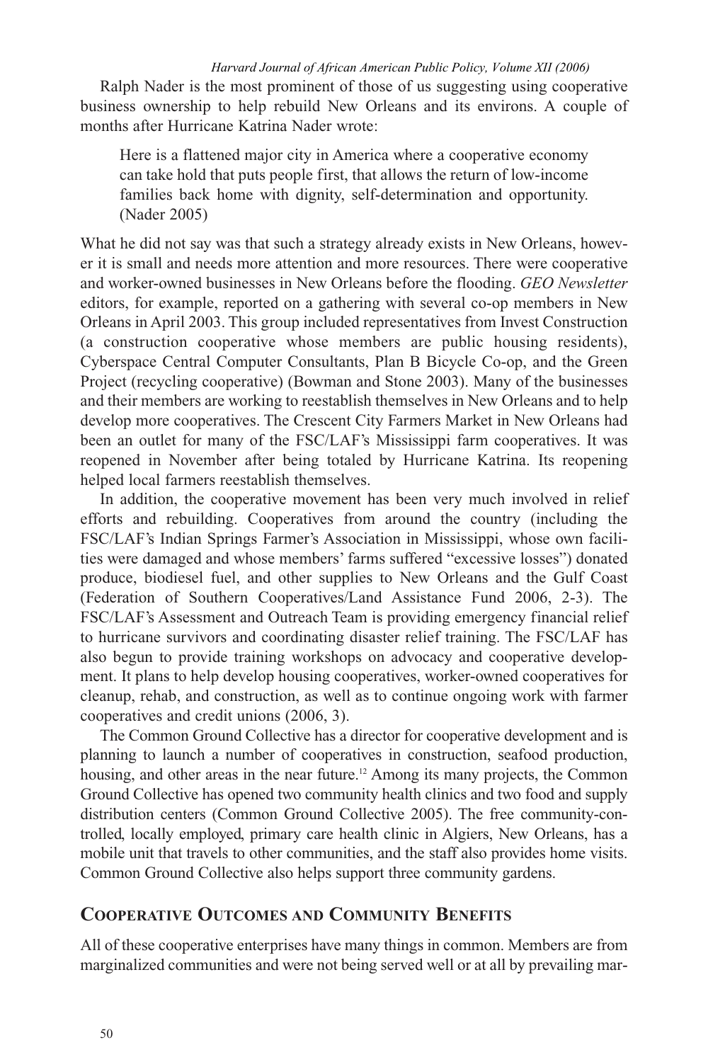Ralph Nader is the most prominent of those of us suggesting using cooperative business ownership to help rebuild New Orleans and its environs. A couple of months after Hurricane Katrina Nader wrote:

> Here is a flattened major city in America where a cooperative economy can take hold that puts people first, that allows the return of low-income families back home with dignity, self-determination and opportunity. (Nader 2005)

What he did not say was that such a strategy already exists in New Orleans, however it is small and needs more attention and more resources. There were cooperative and worker-owned businesses in New Orleans before the flooding. *GEO Newsletter* editors, for example, reported on a gathering with several co-op members in New Orleans in April 2003. This group included representatives from Invest Construction (a construction cooperative whose members are public housing residents), Cyberspace Central Computer Consultants, Plan B Bicycle Co-op, and the Green Project (recycling cooperative) (Bowman and Stone 2003). Many of the businesses and their members are working to reestablish themselves in New Orleans and to help develop more cooperatives. The Crescent City Farmers Market in New Orleans had been an outlet for many of the FSC/LAF's Mississippi farm cooperatives. It was reopened in November after being totaled by Hurricane Katrina. Its reopening helped local farmers reestablish themselves.

In addition, the cooperative movement has been very much involved in relief efforts and rebuilding. Cooperatives from around the country (including the FSC/LAF's Indian Springs Farmer's Association in Mississippi, whose own facilities were damaged and whose members' farms suffered "excessive losses") donated produce, biodiesel fuel, and other supplies to New Orleans and the Gulf Coast (Federation of Southern Cooperatives/Land Assistance Fund 2006, 2-3). The FSC/LAF's Assessment and Outreach Team is providing emergency financial relief to hurricane survivors and coordinating disaster relief training. The FSC/LAF has also begun to provide training workshops on advocacy and cooperative development. It plans to help develop housing cooperatives, worker-owned cooperatives for cleanup, rehab, and construction, as well as to continue ongoing work with farmer cooperatives and credit unions (2006, 3).

The Common Ground Collective has a director for cooperative development and is planning to launch a number of cooperatives in construction, seafood production, housing, and other areas in the near future.[12] Among its many projects, the Common Ground Collective has opened two community health clinics and two food and supply distribution centers (Common Ground Collective 2005). The free community-controlled, locally employed, primary care health clinic in Algiers, New Orleans, has a mobile unit that travels to other communities, and the staff also provides home visits. Common Ground Collective also helps support three community gardens.

## Cooperative Outcomes and Community Benefits

All of these cooperative enterprises have many things in common. Members are from marginalized communities and were not being served well or at all by prevailing mar-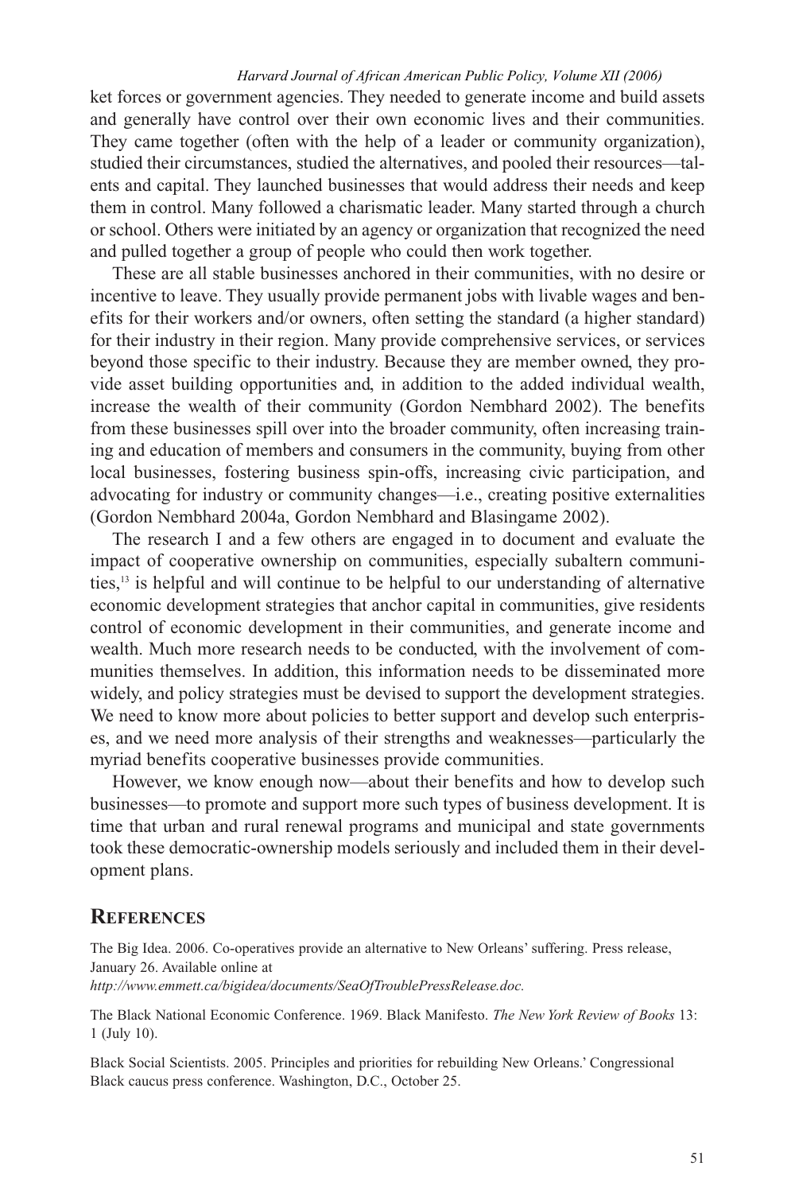ket forces or government agencies. They needed to generate income and build assets and generally have control over their own economic lives and their communities. They came together (often with the help of a leader or community organization), studied their circumstances, studied the alternatives, and pooled their resources—talents and capital. They launched businesses that would address their needs and keep them in control. Many followed a charismatic leader. Many started through a church or school. Others were initiated by an agency or organization that recognized the need and pulled together a group of people who could then work together.

These are all stable businesses anchored in their communities, with no desire or incentive to leave. They usually provide permanent jobs with livable wages and benefits for their workers and/or owners, often setting the standard (a higher standard) for their industry in their region. Many provide comprehensive services, or services beyond those specific to their industry. Because they are member owned, they provide asset building opportunities and, in addition to the added individual wealth, increase the wealth of their community (Gordon Nembhard 2002). The benefits from these businesses spill over into the broader community, often increasing training and education of members and consumers in the community, buying from other local businesses, fostering business spin-offs, increasing civic participation, and advocating for industry or community changes—i.e., creating positive externalities (Gordon Nembhard 2004a, Gordon Nembhard and Blasingame 2002).

The research I and a few others are engaged in to document and evaluate the impact of cooperative ownership on communities, especially subaltern communities,[13] is helpful and will continue to be helpful to our understanding of alternative economic development strategies that anchor capital in communities, give residents control of economic development in their communities, and generate income and wealth. Much more research needs to be conducted, with the involvement of communities themselves. In addition, this information needs to be disseminated more widely, and policy strategies must be devised to support the development strategies. We need to know more about policies to better support and develop such enterprises, and we need more analysis of their strengths and weaknesses—particularly the myriad benefits cooperative businesses provide communities.

However, we know enough now—about their benefits and how to develop such businesses—to promote and support more such types of business development. It is time that urban and rural renewal programs and municipal and state governments took these democratic-ownership models seriously and included them in their development plans.

## References

The Big Idea. 2006. Co-operatives provide an alternative to New Orleans' suffering. Press release, January 26. Available online at *http://www.emmett.ca/bigidea/documents/SeaOfTroublePressRelease.doc.*

The Black National Economic Conference. 1969. Black Manifesto. *The New York Review of Books* 13: 1 (July 10).

Black Social Scientists. 2005. Principles and priorities for rebuilding New Orleans.' Congressional Black caucus press conference. Washington, D.C., October 25.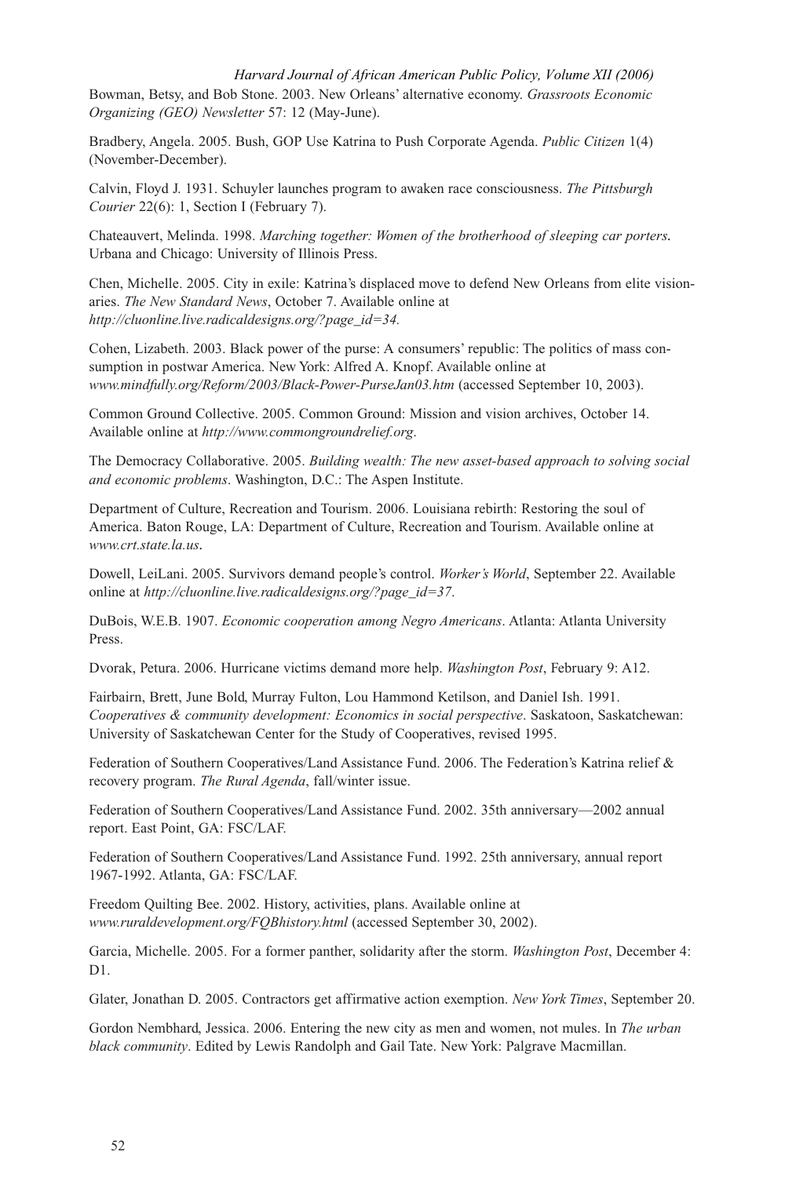Bowman, Betsy, and Bob Stone. 2003. New Orleans' alternative economy. *Grassroots Economic Organizing (GEO) Newsletter* 57: 12 (May-June).

Bradbery, Angela. 2005. Bush, GOP Use Katrina to Push Corporate Agenda. *Public Citizen* 1(4) (November-December).

Calvin, Floyd J. 1931. Schuyler launches program to awaken race consciousness. *The Pittsburgh Courier* 22(6): 1, Section I (February 7).

Chateauvert, Melinda. 1998. *Marching together: Women of the brotherhood of sleeping car porters*. Urbana and Chicago: University of Illinois Press.

Chen, Michelle. 2005. City in exile: Katrina's displaced move to defend New Orleans from elite visionaries. *The New Standard News*, October 7. Available online at *http://cluonline.live.radicaldesigns.org/?page_id=34.*

Cohen, Lizabeth. 2003. Black power of the purse: A consumers' republic: The politics of mass consumption in postwar America. New York: Alfred A. Knopf. Available online at *www.mindfully.org/Reform/2003/Black-Power-PurseJan03.htm* (accessed September 10, 2003).

Common Ground Collective. 2005. Common Ground: Mission and vision archives, October 14. Available online at *http://www.commongroundrelief.org*.

The Democracy Collaborative. 2005. *Building wealth: The new asset-based approach to solving social and economic problems*. Washington, D.C.: The Aspen Institute.

Department of Culture, Recreation and Tourism. 2006. Louisiana rebirth: Restoring the soul of America. Baton Rouge, LA: Department of Culture, Recreation and Tourism. Available online at *www.crt.state.la.us*.

Dowell, LeiLani. 2005. Survivors demand people's control. *Worker's World*, September 22. Available online at *http://cluonline.live.radicaldesigns.org/?page_id=37*.

DuBois, W.E.B. 1907. *Economic cooperation among Negro Americans*. Atlanta: Atlanta University Press.

Dvorak, Petura. 2006. Hurricane victims demand more help. *Washington Post*, February 9: A12.

Fairbairn, Brett, June Bold, Murray Fulton, Lou Hammond Ketilson, and Daniel Ish. 1991. *Cooperatives & community development: Economics in social perspective*. Saskatoon, Saskatchewan: University of Saskatchewan Center for the Study of Cooperatives, revised 1995.

Federation of Southern Cooperatives/Land Assistance Fund. 2006. The Federation's Katrina relief & recovery program. *The Rural Agenda*, fall/winter issue.

Federation of Southern Cooperatives/Land Assistance Fund. 2002. 35th anniversary—2002 annual report. East Point, GA: FSC/LAF.

Federation of Southern Cooperatives/Land Assistance Fund. 1992. 25th anniversary, annual report 1967-1992. Atlanta, GA: FSC/LAF.

Freedom Quilting Bee. 2002. History, activities, plans. Available online at *www.ruraldevelopment.org/FQBhistory.html* (accessed September 30, 2002).

Garcia, Michelle. 2005. For a former panther, solidarity after the storm. *Washington Post*, December 4: D1.

Glater, Jonathan D. 2005. Contractors get affirmative action exemption. *New York Times*, September 20.

Gordon Nembhard, Jessica. 2006. Entering the new city as men and women, not mules. In *The urban black community*. Edited by Lewis Randolph and Gail Tate. New York: Palgrave Macmillan.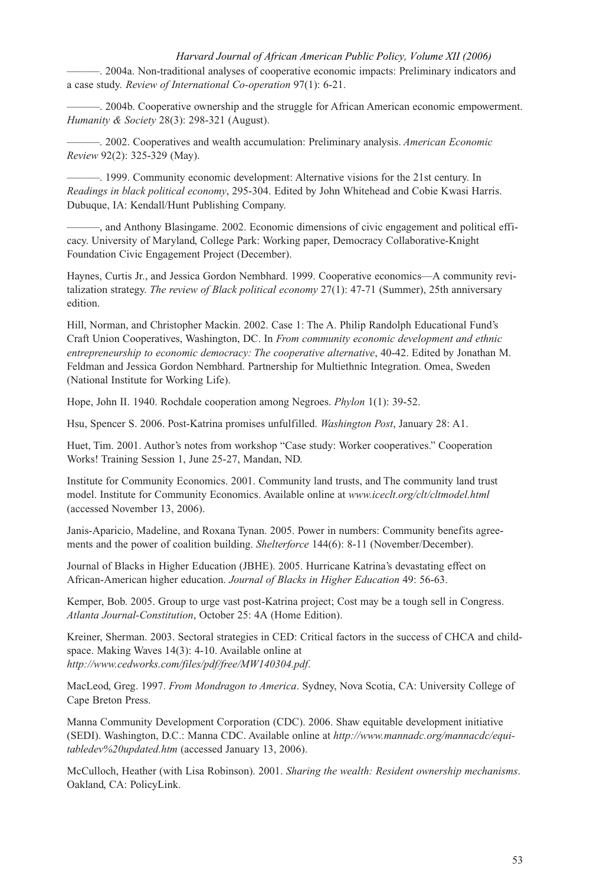———. 2004a. Non-traditional analyses of cooperative economic impacts: Preliminary indicators and a case study. *Review of International Co-operation* 97(1): 6-21.

———. 2004b. Cooperative ownership and the struggle for African American economic empowerment. *Humanity & Society* 28(3): 298-321 (August).

———. 2002. Cooperatives and wealth accumulation: Preliminary analysis. *American Economic Review* 92(2): 325-329 (May).

———. 1999. Community economic development: Alternative visions for the 21st century. In *Readings in black political economy*, 295-304. Edited by John Whitehead and Cobie Kwasi Harris. Dubuque, IA: Kendall/Hunt Publishing Company.

———, and Anthony Blasingame. 2002. Economic dimensions of civic engagement and political efficacy. University of Maryland, College Park: Working paper, Democracy Collaborative-Knight Foundation Civic Engagement Project (December).

Haynes, Curtis Jr., and Jessica Gordon Nembhard. 1999. Cooperative economics—A community revitalization strategy. *The review of Black political economy* 27(1): 47-71 (Summer), 25th anniversary edition.

Hill, Norman, and Christopher Mackin. 2002. Case 1: The A. Philip Randolph Educational Fund's Craft Union Cooperatives, Washington, DC. In *From community economic development and ethnic entrepreneurship to economic democracy: The cooperative alternative*, 40-42. Edited by Jonathan M. Feldman and Jessica Gordon Nembhard. Partnership for Multiethnic Integration. Omea, Sweden (National Institute for Working Life).

Hope, John II. 1940. Rochdale cooperation among Negroes. *Phylon* 1(1): 39-52.

Hsu, Spencer S. 2006. Post-Katrina promises unfulfilled. *Washington Post*, January 28: A1.

Huet, Tim. 2001. Author's notes from workshop "Case study: Worker cooperatives." Cooperation Works! Training Session 1, June 25-27, Mandan, ND.

Institute for Community Economics. 2001. Community land trusts, and The community land trust model. Institute for Community Economics. Available online at *www.iceclt.org/clt/cltmodel.html* (accessed November 13, 2006).

Janis-Aparicio, Madeline, and Roxana Tynan. 2005. Power in numbers: Community benefits agreements and the power of coalition building. *Shelterforce* 144(6): 8-11 (November/December).

Journal of Blacks in Higher Education (JBHE). 2005. Hurricane Katrina's devastating effect on African-American higher education. *Journal of Blacks in Higher Education* 49: 56-63.

Kemper, Bob. 2005. Group to urge vast post-Katrina project; Cost may be a tough sell in Congress. *Atlanta Journal-Constitution*, October 25: 4A (Home Edition).

Kreiner, Sherman. 2003. Sectoral strategies in CED: Critical factors in the success of CHCA and childspace. Making Waves 14(3): 4-10. Available online at *http://www.cedworks.com/files/pdf/free/MW140304.pdf*.

MacLeod, Greg. 1997. *From Mondragon to America*. Sydney, Nova Scotia, CA: University College of Cape Breton Press.

Manna Community Development Corporation (CDC). 2006. Shaw equitable development initiative (SEDI). Washington, D.C.: Manna CDC. Available online at *http://www.mannadc.org/mannacdc/equitabledev%20updated.htm* (accessed January 13, 2006).

McCulloch, Heather (with Lisa Robinson). 2001. *Sharing the wealth: Resident ownership mechanisms*. Oakland, CA: PolicyLink.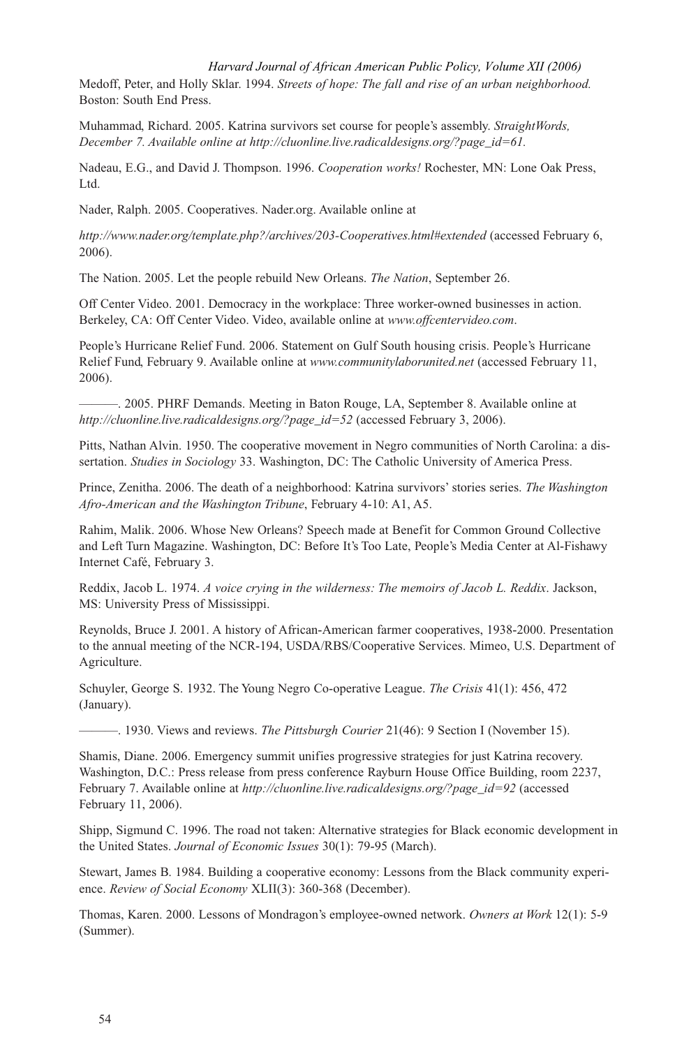Medoff, Peter, and Holly Sklar. 1994. *Streets of hope: The fall and rise of an urban neighborhood.* Boston: South End Press.

Muhammad, Richard. 2005. Katrina survivors set course for people's assembly. *StraightWords, December 7. Available online at http://cluonline.live.radicaldesigns.org/?page_id=61.*

Nadeau, E.G., and David J. Thompson. 1996. *Cooperation works!* Rochester, MN: Lone Oak Press, Ltd.

Nader, Ralph. 2005. Cooperatives. Nader.org. Available online at

*http://www.nader.org/template.php?/archives/203-Cooperatives.html#extended* (accessed February 6, 2006).

The Nation. 2005. Let the people rebuild New Orleans. *The Nation*, September 26.

Off Center Video. 2001. Democracy in the workplace: Three worker-owned businesses in action. Berkeley, CA: Off Center Video. Video, available online at *www.offcentervideo.com*.

People's Hurricane Relief Fund. 2006. Statement on Gulf South housing crisis. People's Hurricane Relief Fund, February 9. Available online at *www.communitylaborunited.net* (accessed February 11, 2006).

———. 2005. PHRF Demands. Meeting in Baton Rouge, LA, September 8. Available online at *http://cluonline.live.radicaldesigns.org/?page_id=52* (accessed February 3, 2006).

Pitts, Nathan Alvin. 1950. The cooperative movement in Negro communities of North Carolina: a dissertation. *Studies in Sociology* 33. Washington, DC: The Catholic University of America Press.

Prince, Zenitha. 2006. The death of a neighborhood: Katrina survivors' stories series. *The Washington Afro-American and the Washington Tribune*, February 4-10: A1, A5.

Rahim, Malik. 2006. Whose New Orleans? Speech made at Benefit for Common Ground Collective and Left Turn Magazine. Washington, DC: Before It's Too Late, People's Media Center at Al-Fishawy Internet Café, February 3.

Reddix, Jacob L. 1974. *A voice crying in the wilderness: The memoirs of Jacob L. Reddix*. Jackson, MS: University Press of Mississippi.

Reynolds, Bruce J. 2001. A history of African-American farmer cooperatives, 1938-2000. Presentation to the annual meeting of the NCR-194, USDA/RBS/Cooperative Services. Mimeo, U.S. Department of Agriculture.

Schuyler, George S. 1932. The Young Negro Co-operative League. *The Crisis* 41(1): 456, 472 (January).

———. 1930. Views and reviews. *The Pittsburgh Courier* 21(46): 9 Section I (November 15).

Shamis, Diane. 2006. Emergency summit unifies progressive strategies for just Katrina recovery. Washington, D.C.: Press release from press conference Rayburn House Office Building, room 2237, February 7. Available online at *http://cluonline.live.radicaldesigns.org/?page_id=92* (accessed February 11, 2006).

Shipp, Sigmund C. 1996. The road not taken: Alternative strategies for Black economic development in the United States. *Journal of Economic Issues* 30(1): 79-95 (March).

Stewart, James B. 1984. Building a cooperative economy: Lessons from the Black community experience. *Review of Social Economy* XLII(3): 360-368 (December).

Thomas, Karen. 2000. Lessons of Mondragon's employee-owned network. *Owners at Work* 12(1): 5-9 (Summer).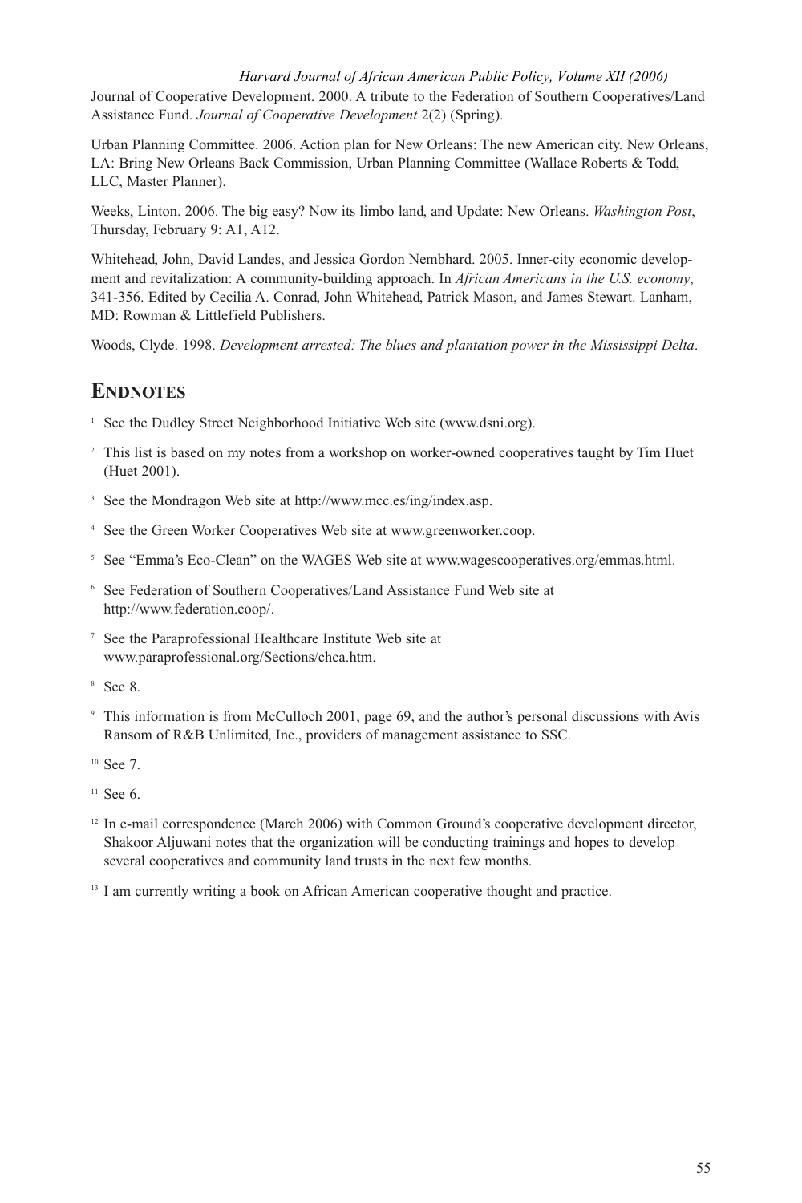Journal of Cooperative Development. 2000. A tribute to the Federation of Southern Cooperatives/Land Assistance Fund. *Journal of Cooperative Development* 2(2) (Spring).

Urban Planning Committee. 2006. Action plan for New Orleans: The new American city. New Orleans, LA: Bring New Orleans Back Commission, Urban Planning Committee (Wallace Roberts & Todd, LLC, Master Planner).

Weeks, Linton. 2006. The big easy? Now its limbo land, and Update: New Orleans. *Washington Post*, Thursday, February 9: A1, A12.

Whitehead, John, David Landes, and Jessica Gordon Nembhard. 2005. Inner-city economic development and revitalization: A community-building approach. In *African Americans in the U.S. economy*, 341-356. Edited by Cecilia A. Conrad, John Whitehead, Patrick Mason, and James Stewart. Lanham, MD: Rowman & Littlefield Publishers.

Woods, Clyde. 1998. *Development arrested: The blues and plantation power in the Mississippi Delta*.

## Endnotes

[1] See the Dudley Street Neighborhood Initiative Web site (www.dsni.org).

[2] This list is based on my notes from a workshop on worker-owned cooperatives taught by Tim Huet (Huet 2001).

[3] See the Mondragon Web site at http://www.mcc.es/ing/index.asp.

[4] See the Green Worker Cooperatives Web site at www.greenworker.coop.

[5] See "Emma's Eco-Clean" on the WAGES Web site at www.wagescooperatives.org/emmas.html.

[6] See Federation of Southern Cooperatives/Land Assistance Fund Web site at http://www.federation.coop/.

[7] See the Paraprofessional Healthcare Institute Web site at www.paraprofessional.org/Sections/chca.htm.

[8] See 8.

[9] This information is from McCulloch 2001, page 69, and the author's personal discussions with Avis Ransom of R&B Unlimited, Inc., providers of management assistance to SSC.

[10] See 7.

[11] See 6.

[12] In e-mail correspondence (March 2006) with Common Ground's cooperative development director, Shakoor Aljuwani notes that the organization will be conducting trainings and hopes to develop several cooperatives and community land trusts in the next few months.

[13] I am currently writing a book on African American cooperative thought and practice.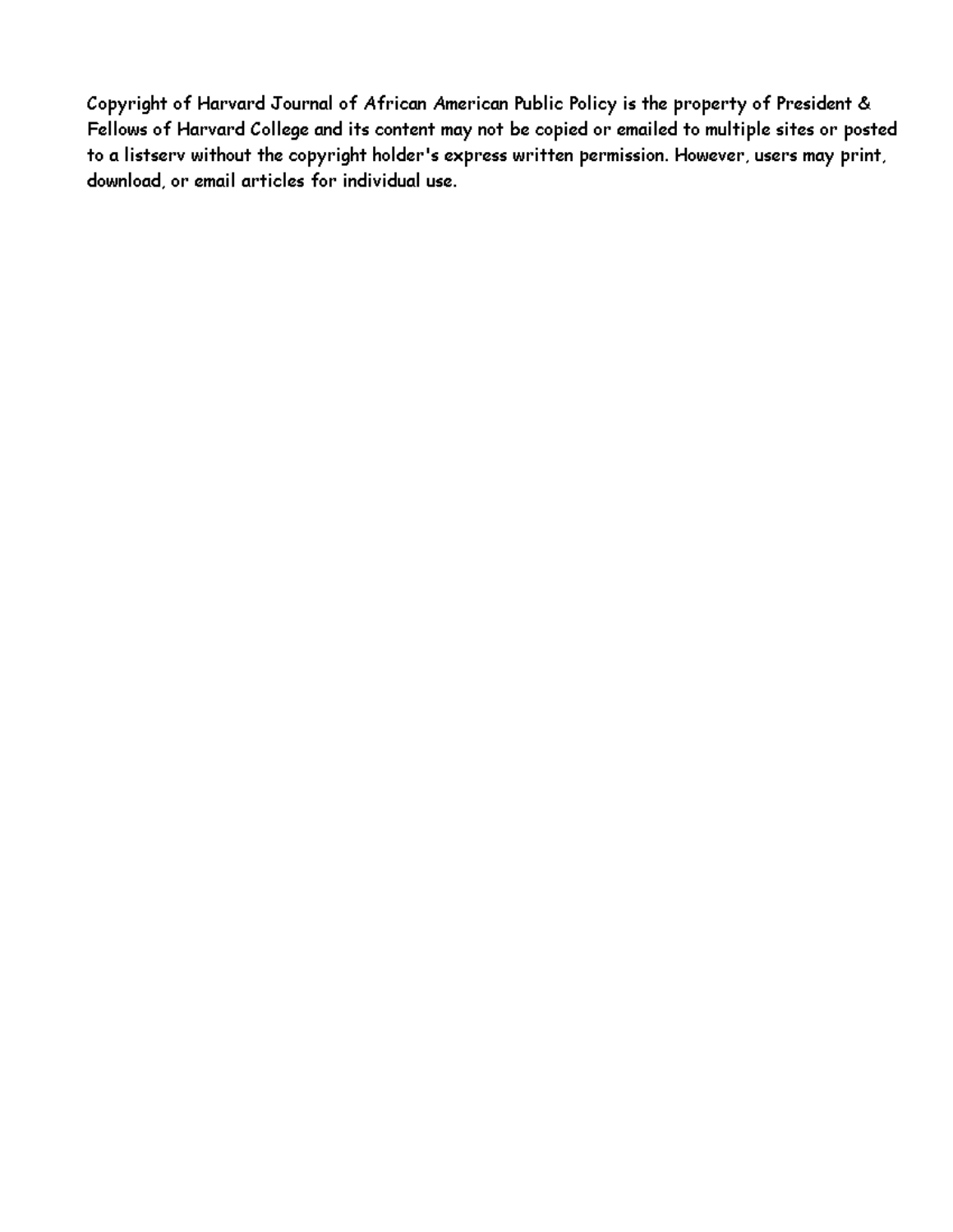Copyright of Harvard Journal of African American Public Policy is the property of President & Fellows of Harvard College and its content may not be copied or emailed to multiple sites or posted to a listserv without the copyright holder's express written permission. However, users may print, download, or email articles for individual use.